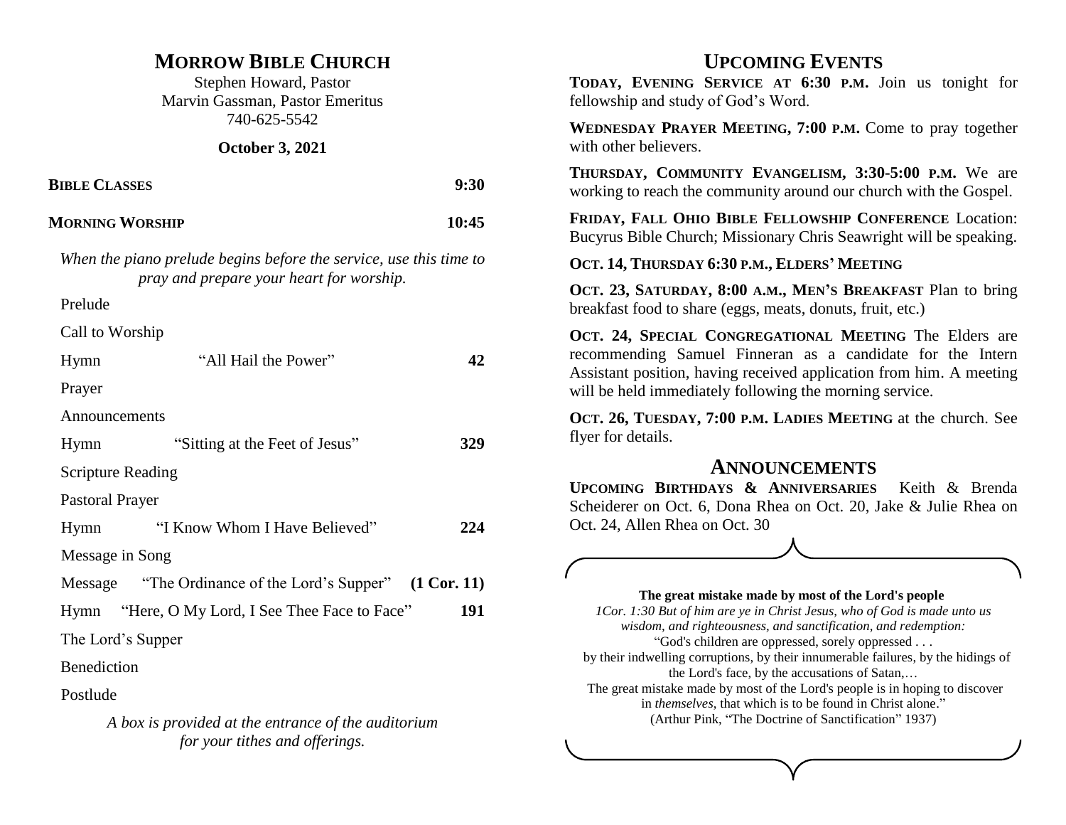# MORROW BIBLE CHURCH

Stephen Howard, Pastor
Marvin Gassman, Pastor Emeritus
740-625-5542

**October 3, 2021**

**BIBLE CLASSES** 9:30

**MORNING WORSHIP** 10:45

*When the piano prelude begins before the service, use this time to pray and prepare your heart for worship.*

Prelude

Call to Worship

Hymn "All Hail the Power" **42**

Prayer

Announcements

Hymn "Sitting at the Feet of Jesus" **329**

Scripture Reading

Pastoral Prayer

Hymn "I Know Whom I Have Believed" **224**

Message in Song

Message "The Ordinance of the Lord's Supper" **(1 Cor. 11)**

Hymn "Here, O My Lord, I See Thee Face to Face" **191**

The Lord's Supper

Benediction

Postlude

*A box is provided at the entrance of the auditorium for your tithes and offerings.*

# UPCOMING EVENTS

**TODAY, EVENING SERVICE AT 6:30 P.M.** Join us tonight for fellowship and study of God's Word.

**WEDNESDAY PRAYER MEETING, 7:00 P.M.** Come to pray together with other believers.

**THURSDAY, COMMUNITY EVANGELISM, 3:30-5:00 P.M.** We are working to reach the community around our church with the Gospel.

**FRIDAY, FALL OHIO BIBLE FELLOWSHIP CONFERENCE** Location: Bucyrus Bible Church; Missionary Chris Seawright will be speaking.

**OCT. 14, THURSDAY 6:30 P.M., ELDERS' MEETING**

**OCT. 23, SATURDAY, 8:00 A.M., MEN'S BREAKFAST** Plan to bring breakfast food to share (eggs, meats, donuts, fruit, etc.)

**OCT. 24, SPECIAL CONGREGATIONAL MEETING** The Elders are recommending Samuel Finneran as a candidate for the Intern Assistant position, having received application from him. A meeting will be held immediately following the morning service.

**OCT. 26, TUESDAY, 7:00 P.M. LADIES MEETING** at the church. See flyer for details.

# ANNOUNCEMENTS

**UPCOMING BIRTHDAYS & ANNIVERSARIES** Keith & Brenda Scheiderer on Oct. 6, Dona Rhea on Oct. 20, Jake & Julie Rhea on Oct. 24, Allen Rhea on Oct. 30

**The great mistake made by most of the Lord's people**

*1Cor. 1:30 But of him are ye in Christ Jesus, who of God is made unto us wisdom, and righteousness, and sanctification, and redemption:*

"God's children are oppressed, sorely oppressed . . .
by their indwelling corruptions, by their innumerable failures, by the hidings of the Lord's face, by the accusations of Satan,…
The great mistake made by most of the Lord's people is in hoping to discover in *themselves*, that which is to be found in Christ alone."
(Arthur Pink, "The Doctrine of Sanctification" 1937)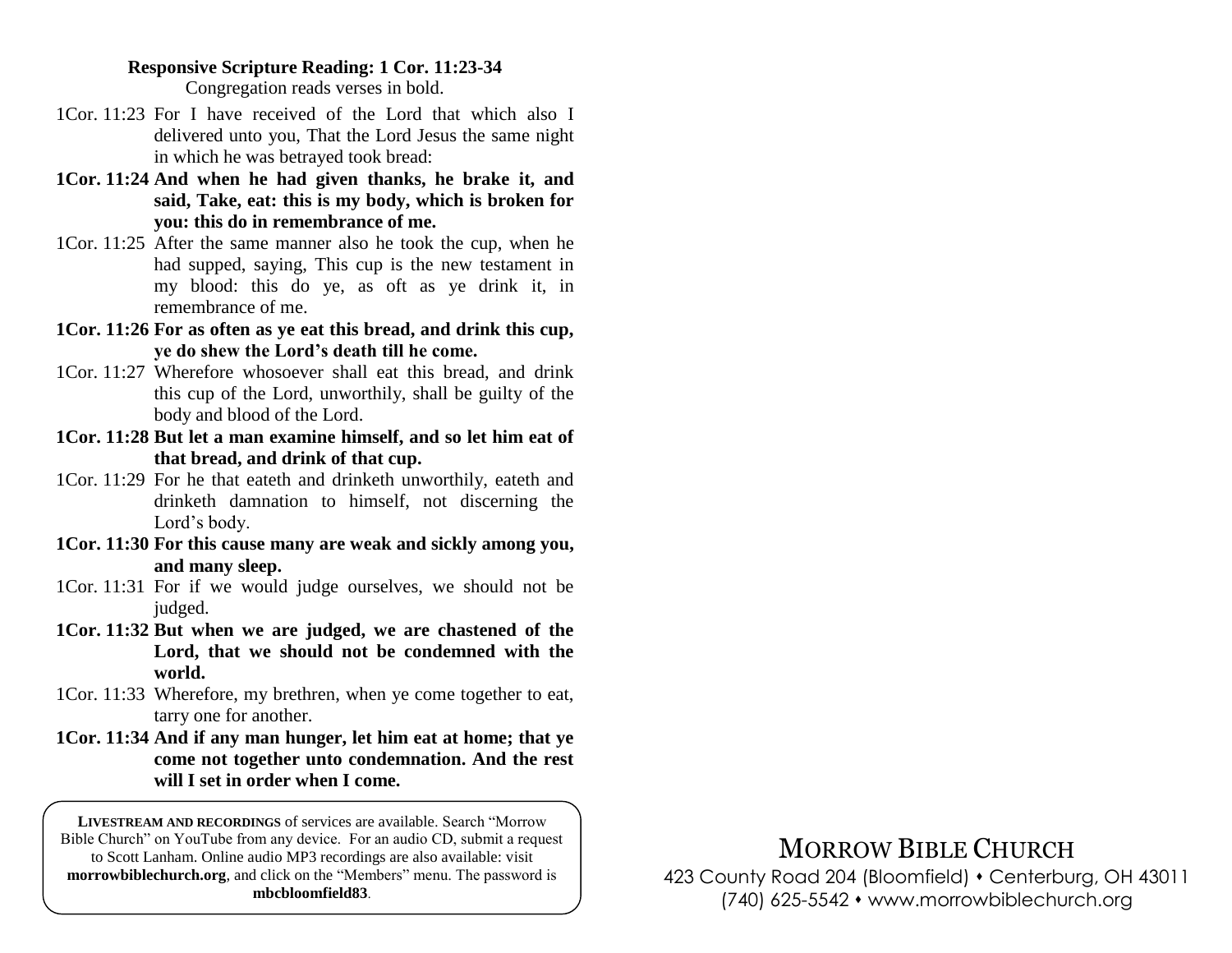**Responsive Scripture Reading: 1 Cor. 11:23-34**

Congregation reads verses in bold.

1Cor. 11:23 For I have received of the Lord that which also I delivered unto you, That the Lord Jesus the same night in which he was betrayed took bread:

**1Cor. 11:24 And when he had given thanks, he brake it, and said, Take, eat: this is my body, which is broken for you: this do in remembrance of me.**

1Cor. 11:25 After the same manner also he took the cup, when he had supped, saying, This cup is the new testament in my blood: this do ye, as oft as ye drink it, in remembrance of me.

**1Cor. 11:26 For as often as ye eat this bread, and drink this cup, ye do shew the Lord's death till he come.**

1Cor. 11:27 Wherefore whosoever shall eat this bread, and drink this cup of the Lord, unworthily, shall be guilty of the body and blood of the Lord.

**1Cor. 11:28 But let a man examine himself, and so let him eat of that bread, and drink of that cup.**

1Cor. 11:29 For he that eateth and drinketh unworthily, eateth and drinketh damnation to himself, not discerning the Lord's body.

**1Cor. 11:30 For this cause many are weak and sickly among you, and many sleep.**

1Cor. 11:31 For if we would judge ourselves, we should not be judged.

**1Cor. 11:32 But when we are judged, we are chastened of the Lord, that we should not be condemned with the world.**

1Cor. 11:33 Wherefore, my brethren, when ye come together to eat, tarry one for another.

**1Cor. 11:34 And if any man hunger, let him eat at home; that ye come not together unto condemnation. And the rest will I set in order when I come.**

**LIVESTREAM AND RECORDINGS** of services are available. Search "Morrow Bible Church" on YouTube from any device. For an audio CD, submit a request to Scott Lanham. Online audio MP3 recordings are also available: visit **morrowbiblechurch.org**, and click on the "Members" menu. The password is **mbcbloomfield83**.

# MORROW BIBLE CHURCH

423 County Road 204 (Bloomfield) • Centerburg, OH 43011

(740) 625-5542 • www.morrowbiblechurch.org